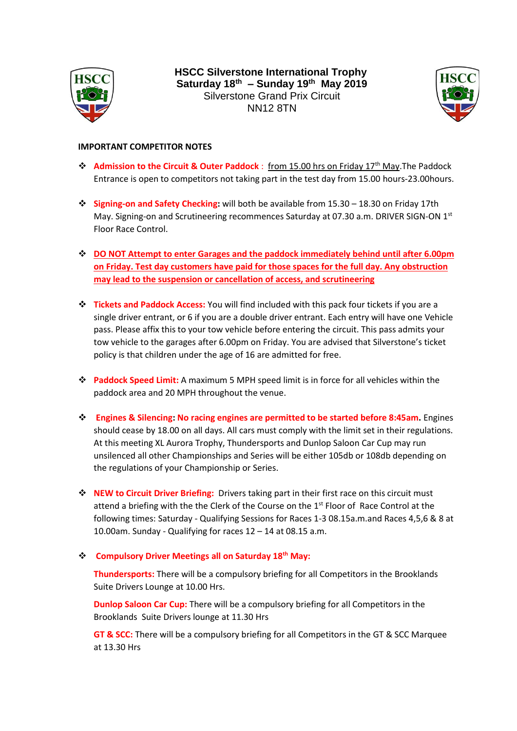# HSCC Silverstone International Trophy

**Saturday 18th – Sunday 19th May 2019**

Silverstone Grand Prix Circuit

NN12 8TN

**IMPORTANT COMPETITOR NOTES**

- **Admission to the Circuit & Outer Paddock** : from 15.00 hrs on Friday 17th May.The Paddock Entrance is open to competitors not taking part in the test day from 15.00 hours-23.00hours.

- **Signing-on and Safety Checking:** will both be available from 15.30 – 18.30 on Friday 17th May. Signing-on and Scrutineering recommences Saturday at 07.30 a.m. DRIVER SIGN-ON 1st Floor Race Control.

- **DO NOT Attempt to enter Garages and the paddock immediately behind until after 6.00pm on Friday. Test day customers have paid for those spaces for the full day. Any obstruction may lead to the suspension or cancellation of access, and scrutineering**

- **Tickets and Paddock Access:** You will find included with this pack four tickets if you are a single driver entrant, or 6 if you are a double driver entrant. Each entry will have one Vehicle pass. Please affix this to your tow vehicle before entering the circuit. This pass admits your tow vehicle to the garages after 6.00pm on Friday. You are advised that Silverstone's ticket policy is that children under the age of 16 are admitted for free.

- **Paddock Speed Limit:** A maximum 5 MPH speed limit is in force for all vehicles within the paddock area and 20 MPH throughout the venue.

- **Engines & Silencing: No racing engines are permitted to be started before 8:45am.** Engines should cease by 18.00 on all days. All cars must comply with the limit set in their regulations. At this meeting XL Aurora Trophy, Thundersports and Dunlop Saloon Car Cup may run unsilenced all other Championships and Series will be either 105db or 108db depending on the regulations of your Championship or Series.

- **NEW to Circuit Driver Briefing:** Drivers taking part in their first race on this circuit must attend a briefing with the the Clerk of the Course on the 1st Floor of Race Control at the following times: Saturday - Qualifying Sessions for Races 1-3 08.15a.m.and Races 4,5,6 & 8 at 10.00am. Sunday - Qualifying for races 12 – 14 at 08.15 a.m.

- **Compulsory Driver Meetings all on Saturday 18th May:**

  **Thundersports:** There will be a compulsory briefing for all Competitors in the Brooklands Suite Drivers Lounge at 10.00 Hrs.

  **Dunlop Saloon Car Cup:** There will be a compulsory briefing for all Competitors in the Brooklands Suite Drivers lounge at 11.30 Hrs

  **GT & SCC:** There will be a compulsory briefing for all Competitors in the GT & SCC Marquee at 13.30 Hrs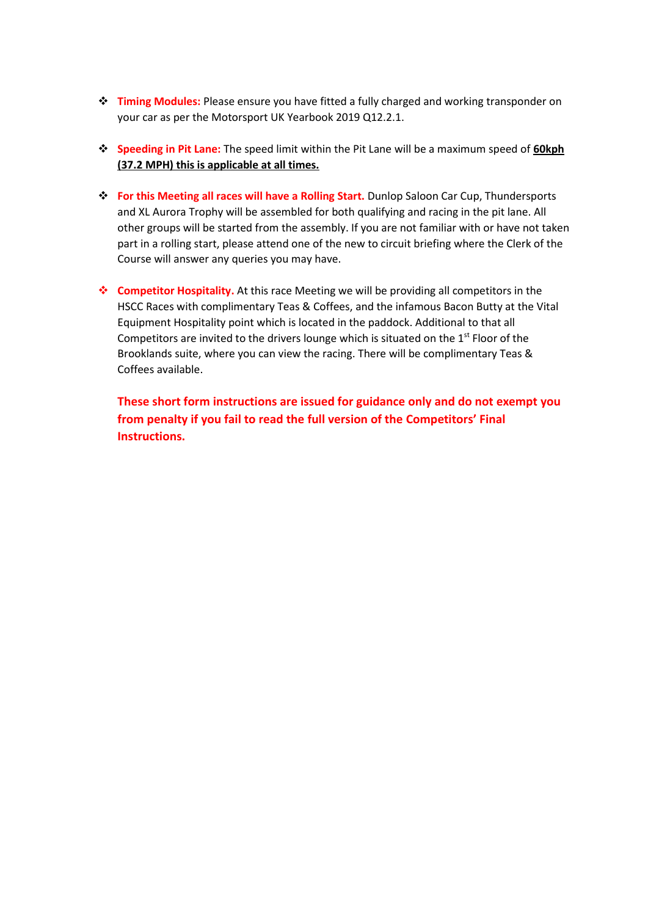- **Timing Modules:** Please ensure you have fitted a fully charged and working transponder on your car as per the Motorsport UK Yearbook 2019 Q12.2.1.

- **Speeding in Pit Lane:** The speed limit within the Pit Lane will be a maximum speed of **60kph (37.2 MPH) this is applicable at all times.**

- **For this Meeting all races will have a Rolling Start.** Dunlop Saloon Car Cup, Thundersports and XL Aurora Trophy will be assembled for both qualifying and racing in the pit lane. All other groups will be started from the assembly. If you are not familiar with or have not taken part in a rolling start, please attend one of the new to circuit briefing where the Clerk of the Course will answer any queries you may have.

- **Competitor Hospitality.** At this race Meeting we will be providing all competitors in the HSCC Races with complimentary Teas & Coffees, and the infamous Bacon Butty at the Vital Equipment Hospitality point which is located in the paddock. Additional to that all Competitors are invited to the drivers lounge which is situated on the 1st Floor of the Brooklands suite, where you can view the racing. There will be complimentary Teas & Coffees available.

**These short form instructions are issued for guidance only and do not exempt you from penalty if you fail to read the full version of the Competitors' Final Instructions.**